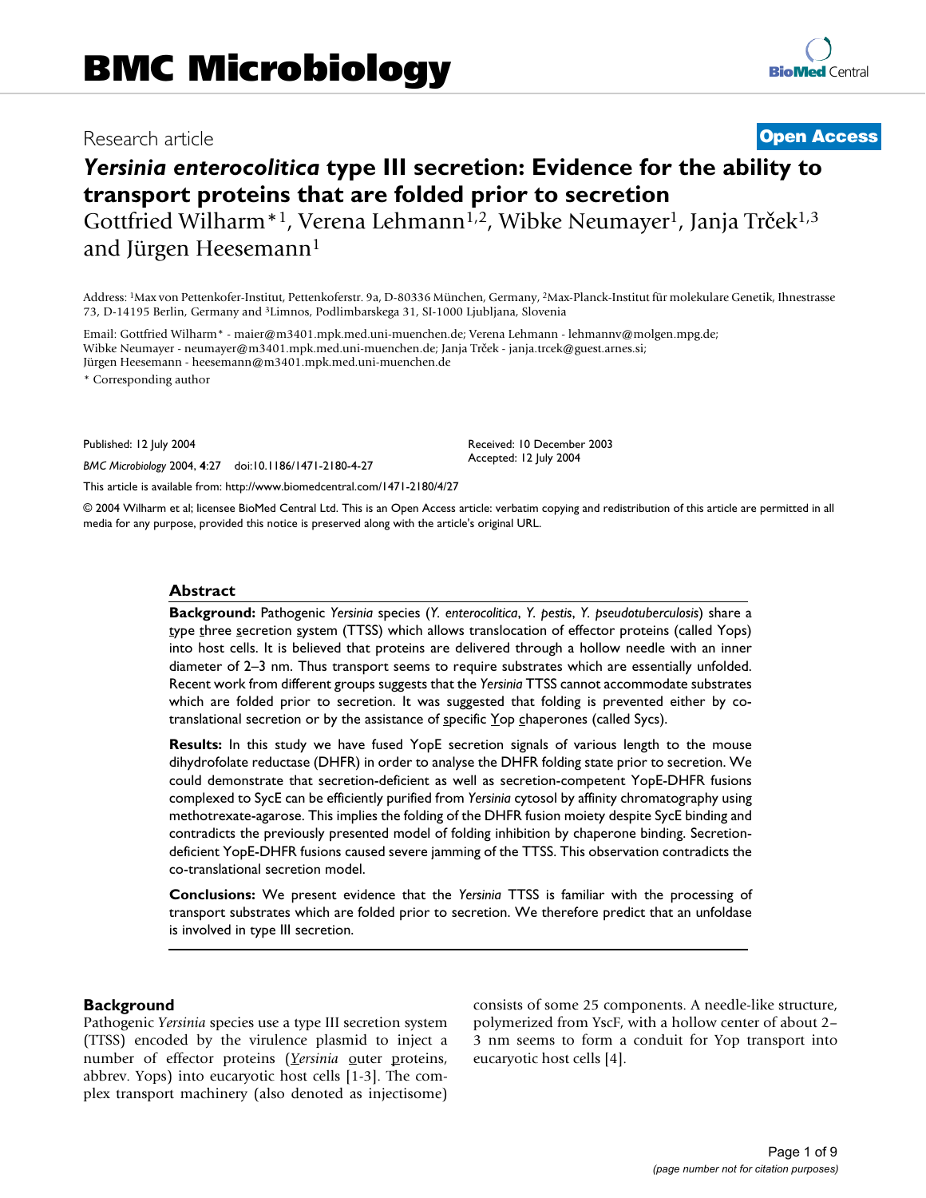Research article **Open Access**

# *Yersinia enterocolitica* type III secretion: Evidence for the ability to transport proteins that are folded prior to secretion

Gottfried Wilharm*[1], Verena Lehmann[1,2], Wibke Neumayer[1], Janja Trček[1,3] and Jürgen Heesemann[1]

Address: [1]Max von Pettenkofer-Institut, Pettenkoferstr. 9a, D-80336 München, Germany, [2]Max-Planck-Institut für molekulare Genetik, Ihnestrasse 73, D-14195 Berlin, Germany and [3]Limnos, Podlimbarskega 31, SI-1000 Ljubljana, Slovenia

Email: Gottfried Wilharm* - maier@m3401.mpk.med.uni-muenchen.de; Verena Lehmann - lehmannv@molgen.mpg.de; Wibke Neumayer - neumayer@m3401.mpk.med.uni-muenchen.de; Janja Trček - janja.trcek@guest.arnes.si; Jürgen Heesemann - heesemann@m3401.mpk.med.uni-muenchen.de

\* Corresponding author

Published: 12 July 2004

*BMC Microbiology* 2004, **4**:27 doi:10.1186/1471-2180-4-27

Received: 10 December 2003
Accepted: 12 July 2004

This article is available from: http://www.biomedcentral.com/1471-2180/4/27

© 2004 Wilharm et al; licensee BioMed Central Ltd. This is an Open Access article: verbatim copying and redistribution of this article are permitted in all media for any purpose, provided this notice is preserved along with the article's original URL.

## Abstract

**Background:** Pathogenic *Yersinia* species (*Y. enterocolitica*, *Y. pestis*, *Y. pseudotuberculosis*) share a type three secretion system (TTSS) which allows translocation of effector proteins (called Yops) into host cells. It is believed that proteins are delivered through a hollow needle with an inner diameter of 2–3 nm. Thus transport seems to require substrates which are essentially unfolded. Recent work from different groups suggests that the *Yersinia* TTSS cannot accommodate substrates which are folded prior to secretion. It was suggested that folding is prevented either by co-translational secretion or by the assistance of specific Yop chaperones (called Sycs).

**Results:** In this study we have fused YopE secretion signals of various length to the mouse dihydrofolate reductase (DHFR) in order to analyse the DHFR folding state prior to secretion. We could demonstrate that secretion-deficient as well as secretion-competent YopE-DHFR fusions complexed to SycE can be efficiently purified from *Yersinia* cytosol by affinity chromatography using methotrexate-agarose. This implies the folding of the DHFR fusion moiety despite SycE binding and contradicts the previously presented model of folding inhibition by chaperone binding. Secretion-deficient YopE-DHFR fusions caused severe jamming of the TTSS. This observation contradicts the co-translational secretion model.

**Conclusions:** We present evidence that the *Yersinia* TTSS is familiar with the processing of transport substrates which are folded prior to secretion. We therefore predict that an unfoldase is involved in type III secretion.

## Background

Pathogenic *Yersinia* species use a type III secretion system (TTSS) encoded by the virulence plasmid to inject a number of effector proteins (*Yersinia* outer proteins, abbrev. Yops) into eucaryotic host cells [1-3]. The complex transport machinery (also denoted as injectisome) consists of some 25 components. A needle-like structure, polymerized from YscF, with a hollow center of about 2–3 nm seems to form a conduit for Yop transport into eucaryotic host cells [4].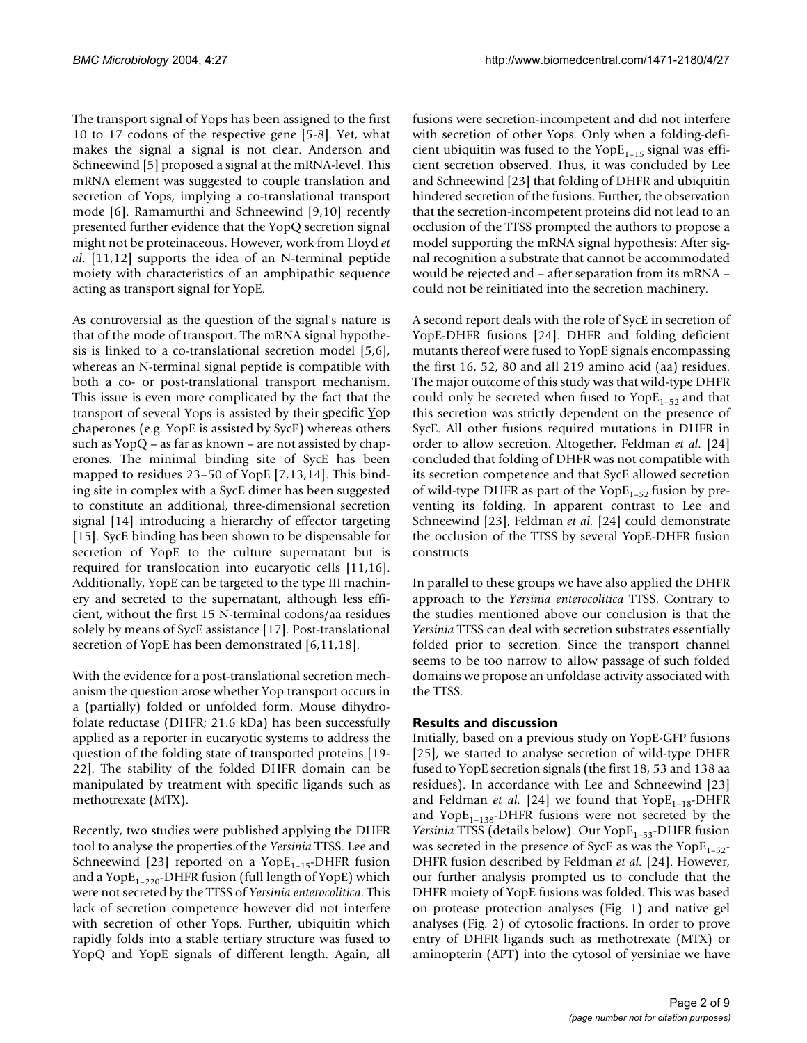The transport signal of Yops has been assigned to the first 10 to 17 codons of the respective gene [5-8]. Yet, what makes the signal a signal is not clear. Anderson and Schneewind [5] proposed a signal at the mRNA-level. This mRNA element was suggested to couple translation and secretion of Yops, implying a co-translational transport mode [6]. Ramamurthi and Schneewind [9,10] recently presented further evidence that the YopQ secretion signal might not be proteinaceous. However, work from Lloyd *et al*. [11,12] supports the idea of an N-terminal peptide moiety with characteristics of an amphipathic sequence acting as transport signal for YopE.

As controversial as the question of the signal's nature is that of the mode of transport. The mRNA signal hypothesis is linked to a co-translational secretion model [5,6], whereas an N-terminal signal peptide is compatible with both a co- or post-translational transport mechanism. This issue is even more complicated by the fact that the transport of several Yops is assisted by their specific Yop chaperones (e.g. YopE is assisted by SycE) whereas others such as YopQ – as far as known – are not assisted by chaperones. The minimal binding site of SycE has been mapped to residues 23–50 of YopE [7,13,14]. This binding site in complex with a SycE dimer has been suggested to constitute an additional, three-dimensional secretion signal [14] introducing a hierarchy of effector targeting [15]. SycE binding has been shown to be dispensable for secretion of YopE to the culture supernatant but is required for translocation into eucaryotic cells [11,16]. Additionally, YopE can be targeted to the type III machinery and secreted to the supernatant, although less efficient, without the first 15 N-terminal codons/aa residues solely by means of SycE assistance [17]. Post-translational secretion of YopE has been demonstrated [6,11,18].

With the evidence for a post-translational secretion mechanism the question arose whether Yop transport occurs in a (partially) folded or unfolded form. Mouse dihydrofolate reductase (DHFR; 21.6 kDa) has been successfully applied as a reporter in eucaryotic systems to address the question of the folding state of transported proteins [19-22]. The stability of the folded DHFR domain can be manipulated by treatment with specific ligands such as methotrexate (MTX).

Recently, two studies were published applying the DHFR tool to analyse the properties of the *Yersinia* TTSS. Lee and Schneewind [23] reported on a $YopE_{1-15}$-DHFR fusion and a $YopE_{1-220}$-DHFR fusion (full length of YopE) which were not secreted by the TTSS of *Yersinia enterocolitica*. This lack of secretion competence however did not interfere with secretion of other Yops. Further, ubiquitin which rapidly folds into a stable tertiary structure was fused to YopQ and YopE signals of different length. Again, all fusions were secretion-incompetent and did not interfere with secretion of other Yops. Only when a folding-deficient ubiquitin was fused to the $YopE_{1-15}$ signal was efficient secretion observed. Thus, it was concluded by Lee and Schneewind [23] that folding of DHFR and ubiquitin hindered secretion of the fusions. Further, the observation that the secretion-incompetent proteins did not lead to an occlusion of the TTSS prompted the authors to propose a model supporting the mRNA signal hypothesis: After signal recognition a substrate that cannot be accommodated would be rejected and – after separation from its mRNA – could not be reinitiated into the secretion machinery.

A second report deals with the role of SycE in secretion of YopE-DHFR fusions [24]. DHFR and folding deficient mutants thereof were fused to YopE signals encompassing the first 16, 52, 80 and all 219 amino acid (aa) residues. The major outcome of this study was that wild-type DHFR could only be secreted when fused to $YopE_{1-52}$ and that this secretion was strictly dependent on the presence of SycE. All other fusions required mutations in DHFR in order to allow secretion. Altogether, Feldman *et al.* [24] concluded that folding of DHFR was not compatible with its secretion competence and that SycE allowed secretion of wild-type DHFR as part of the $YopE_{1-52}$ fusion by preventing its folding. In apparent contrast to Lee and Schneewind [23], Feldman *et al.* [24] could demonstrate the occlusion of the TTSS by several YopE-DHFR fusion constructs.

In parallel to these groups we have also applied the DHFR approach to the *Yersinia enterocolitica* TTSS. Contrary to the studies mentioned above our conclusion is that the *Yersinia* TTSS can deal with secretion substrates essentially folded prior to secretion. Since the transport channel seems to be too narrow to allow passage of such folded domains we propose an unfoldase activity associated with the TTSS.

## Results and discussion

Initially, based on a previous study on YopE-GFP fusions [25], we started to analyse secretion of wild-type DHFR fused to YopE secretion signals (the first 18, 53 and 138 aa residues). In accordance with Lee and Schneewind [23] and Feldman *et al.* [24] we found that $YopE_{1-18}$-DHFR and $YopE_{1-138}$-DHFR fusions were not secreted by the *Yersinia* TTSS (details below). Our $YopE_{1-53}$-DHFR fusion was secreted in the presence of SycE as was the $YopE_{1-52}$-DHFR fusion described by Feldman *et al.* [24]. However, our further analysis prompted us to conclude that the DHFR moiety of YopE fusions was folded. This was based on protease protection analyses (Fig. 1) and native gel analyses (Fig. 2) of cytosolic fractions. In order to prove entry of DHFR ligands such as methotrexate (MTX) or aminopterin (APT) into the cytosol of yersiniae we have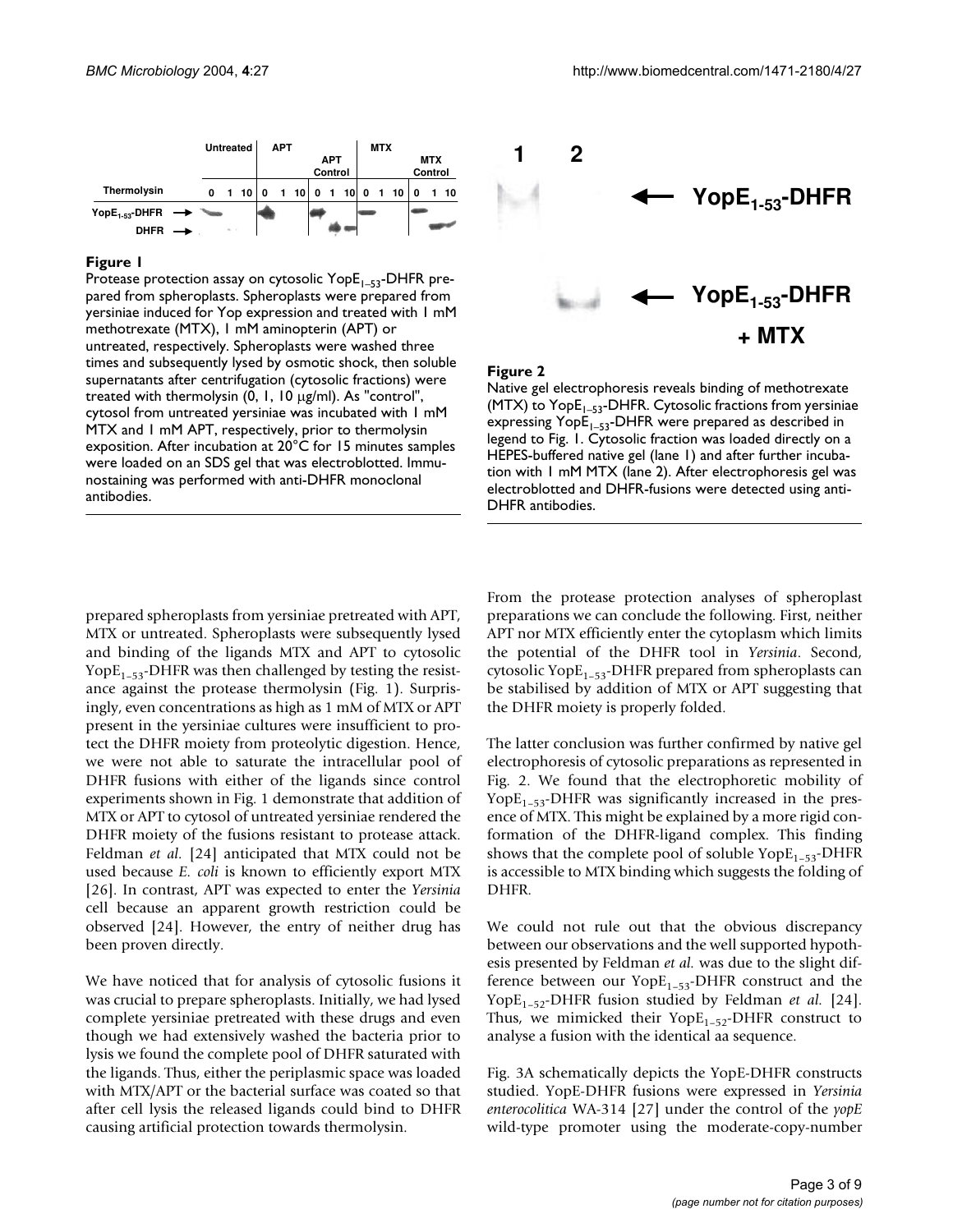**Figure 1**

Protease protection assay on cytosolic $YopE_{1-53}$-DHFR prepared from spheroplasts. Spheroplasts were prepared from yersiniae induced for Yop expression and treated with 1 mM methotrexate (MTX), 1 mM aminopterin (APT) or untreated, respectively. Spheroplasts were washed three times and subsequently lysed by osmotic shock, then soluble supernatants after centrifugation (cytosolic fractions) were treated with thermolysin (0, 1, 10 μg/ml). As "control", cytosol from untreated yersiniae was incubated with 1 mM MTX and 1 mM APT, respectively, prior to thermolysin exposition. After incubation at 20°C for 15 minutes samples were loaded on an SDS gel that was electroblotted. Immunostaining was performed with anti-DHFR monoclonal antibodies.

**Figure 2**

Native gel electrophoresis reveals binding of methotrexate (MTX) to $YopE_{1-53}$-DHFR. Cytosolic fractions from yersiniae expressing $YopE_{1-53}$-DHFR were prepared as described in legend to Fig. 1. Cytosolic fraction was loaded directly on a HEPES-buffered native gel (lane 1) and after further incubation with 1 mM MTX (lane 2). After electrophoresis gel was electroblotted and DHFR-fusions were detected using anti-DHFR antibodies.

prepared spheroplasts from yersiniae pretreated with APT, MTX or untreated. Spheroplasts were subsequently lysed and binding of the ligands MTX and APT to cytosolic $YopE_{1-53}$-DHFR was then challenged by testing the resistance against the protease thermolysin (Fig. 1). Surprisingly, even concentrations as high as 1 mM of MTX or APT present in the yersiniae cultures were insufficient to protect the DHFR moiety from proteolytic digestion. Hence, we were not able to saturate the intracellular pool of DHFR fusions with either of the ligands since control experiments shown in Fig. 1 demonstrate that addition of MTX or APT to cytosol of untreated yersiniae rendered the DHFR moiety of the fusions resistant to protease attack. Feldman *et al.* [24] anticipated that MTX could not be used because *E. coli* is known to efficiently export MTX [26]. In contrast, APT was expected to enter the *Yersinia* cell because an apparent growth restriction could be observed [24]. However, the entry of neither drug has been proven directly.

We have noticed that for analysis of cytosolic fusions it was crucial to prepare spheroplasts. Initially, we had lysed complete yersiniae pretreated with these drugs and even though we had extensively washed the bacteria prior to lysis we found the complete pool of DHFR saturated with the ligands. Thus, either the periplasmic space was loaded with MTX/APT or the bacterial surface was coated so that after cell lysis the released ligands could bind to DHFR causing artificial protection towards thermolysin.

From the protease protection analyses of spheroplast preparations we can conclude the following. First, neither APT nor MTX efficiently enter the cytoplasm which limits the potential of the DHFR tool in *Yersinia*. Second, cytosolic $YopE_{1-53}$-DHFR prepared from spheroplasts can be stabilised by addition of MTX or APT suggesting that the DHFR moiety is properly folded.

The latter conclusion was further confirmed by native gel electrophoresis of cytosolic preparations as represented in Fig. 2. We found that the electrophoretic mobility of $YopE_{1-53}$-DHFR was significantly increased in the presence of MTX. This might be explained by a more rigid conformation of the DHFR-ligand complex. This finding shows that the complete pool of soluble $YopE_{1-53}$-DHFR is accessible to MTX binding which suggests the folding of DHFR.

We could not rule out that the obvious discrepancy between our observations and the well supported hypothesis presented by Feldman *et al.* was due to the slight difference between our $YopE_{1-53}$-DHFR construct and the $YopE_{1-52}$-DHFR fusion studied by Feldman *et al.* [24]. Thus, we mimicked their $YopE_{1-52}$-DHFR construct to analyse a fusion with the identical aa sequence.

Fig. 3A schematically depicts the YopE-DHFR constructs studied. YopE-DHFR fusions were expressed in *Yersinia enterocolitica* WA-314 [27] under the control of the *yopE* wild-type promoter using the moderate-copy-number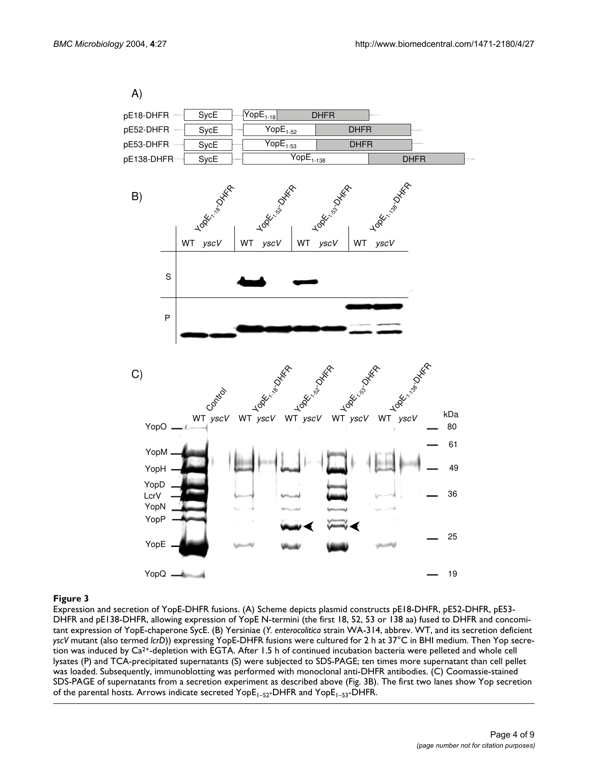**Figure 3**

Expression and secretion of YopE-DHFR fusions. (A) Scheme depicts plasmid constructs pE18-DHFR, pE52-DHFR, pE53-DHFR and pE138-DHFR, allowing expression of YopE N-termini (the first 18, 52, 53 or 138 aa) fused to DHFR and concomitant expression of YopE-chaperone SycE. (B) Yersiniae (*Y. enterocolitica* strain WA-314, abbrev. WT, and its secretion deficient *yscV* mutant (also termed *lcrD*)) expressing YopE-DHFR fusions were cultured for 2 h at 37°C in BHI medium. Then Yop secretion was induced by $Ca^{2+}$-depletion with EGTA. After 1.5 h of continued incubation bacteria were pelleted and whole cell lysates (P) and TCA-precipitated supernatants (S) were subjected to SDS-PAGE; ten times more supernatant than cell pellet was loaded. Subsequently, immunoblotting was performed with monoclonal anti-DHFR antibodies. (C) Coomassie-stained SDS-PAGE of supernatants from a secretion experiment as described above (Fig. 3B). The first two lanes show Yop secretion of the parental hosts. Arrows indicate secreted $YopE_{1-52}$-DHFR and $YopE_{1-53}$-DHFR.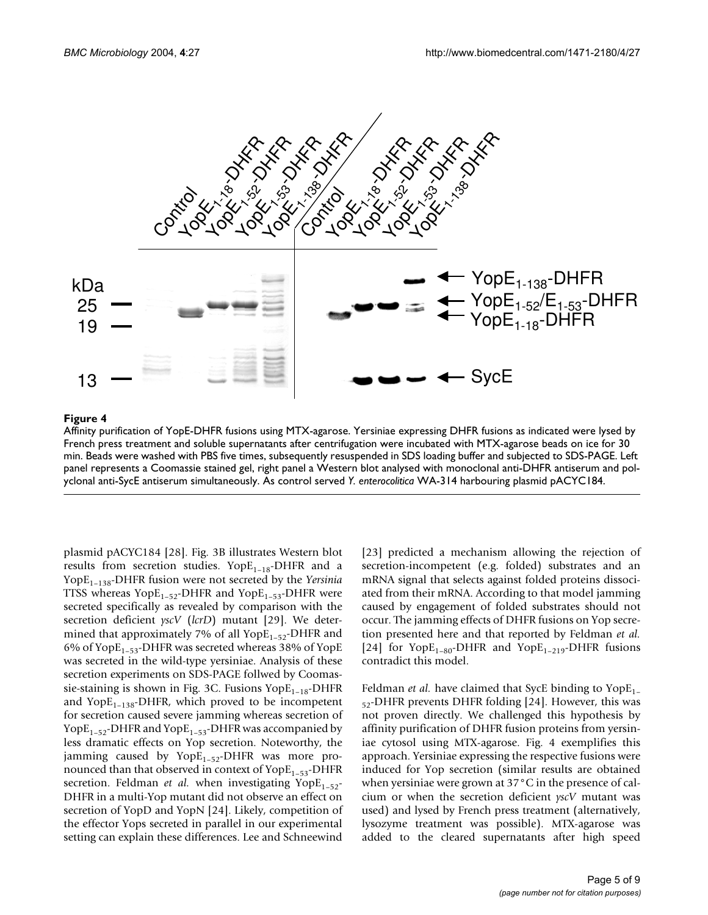**Figure 4**

Affinity purification of YopE-DHFR fusions using MTX-agarose. Yersiniae expressing DHFR fusions as indicated were lysed by French press treatment and soluble supernatants after centrifugation were incubated with MTX-agarose beads on ice for 30 min. Beads were washed with PBS five times, subsequently resuspended in SDS loading buffer and subjected to SDS-PAGE. Left panel represents a Coomassie stained gel, right panel a Western blot analysed with monoclonal anti-DHFR antiserum and polyclonal anti-SycE antiserum simultaneously. As control served *Y. enterocolitica* WA-314 harbouring plasmid pACYC184.

plasmid pACYC184 [28]. Fig. 3B illustrates Western blot results from secretion studies. $YopE_{1-18}$-DHFR and a $YopE_{1-138}$-DHFR fusion were not secreted by the *Yersinia* TTSS whereas $YopE_{1-52}$-DHFR and $YopE_{1-53}$-DHFR were secreted specifically as revealed by comparison with the secretion deficient *yscV* (*lcrD*) mutant [29]. We determined that approximately 7% of all $YopE_{1-52}$-DHFR and 6% of $YopE_{1-53}$-DHFR was secreted whereas 38% of YopE was secreted in the wild-type yersiniae. Analysis of these secretion experiments on SDS-PAGE follwed by Coomassie-staining is shown in Fig. 3C. Fusions $YopE_{1-18}$-DHFR and $YopE_{1-138}$-DHFR, which proved to be incompetent for secretion caused severe jamming whereas secretion of $YopE_{1-52}$-DHFR and $YopE_{1-53}$-DHFR was accompanied by less dramatic effects on Yop secretion. Noteworthy, the jamming caused by $YopE_{1-52}$-DHFR was more pronounced than that observed in context of $YopE_{1-53}$-DHFR secretion. Feldman *et al.* when investigating $YopE_{1-52}$-DHFR in a multi-Yop mutant did not observe an effect on secretion of YopD and YopN [24]. Likely, competition of the effector Yops secreted in parallel in our experimental setting can explain these differences. Lee and Schneewind [23] predicted a mechanism allowing the rejection of secretion-incompetent (e.g. folded) substrates and an mRNA signal that selects against folded proteins dissociated from their mRNA. According to that model jamming caused by engagement of folded substrates should not occur. The jamming effects of DHFR fusions on Yop secretion presented here and that reported by Feldman *et al.* [24] for $YopE_{1-80}$-DHFR and $YopE_{1-219}$-DHFR fusions contradict this model.

Feldman *et al.* have claimed that SycE binding to $YopE_{1-52}$-DHFR prevents DHFR folding [24]. However, this was not proven directly. We challenged this hypothesis by affinity purification of DHFR fusion proteins from yersiniae cytosol using MTX-agarose. Fig. 4 exemplifies this approach. Yersiniae expressing the respective fusions were induced for Yop secretion (similar results are obtained when yersiniae were grown at 37°C in the presence of calcium or when the secretion deficient *yscV* mutant was used) and lysed by French press treatment (alternatively, lysozyme treatment was possible). MTX-agarose was added to the cleared supernatants after high speed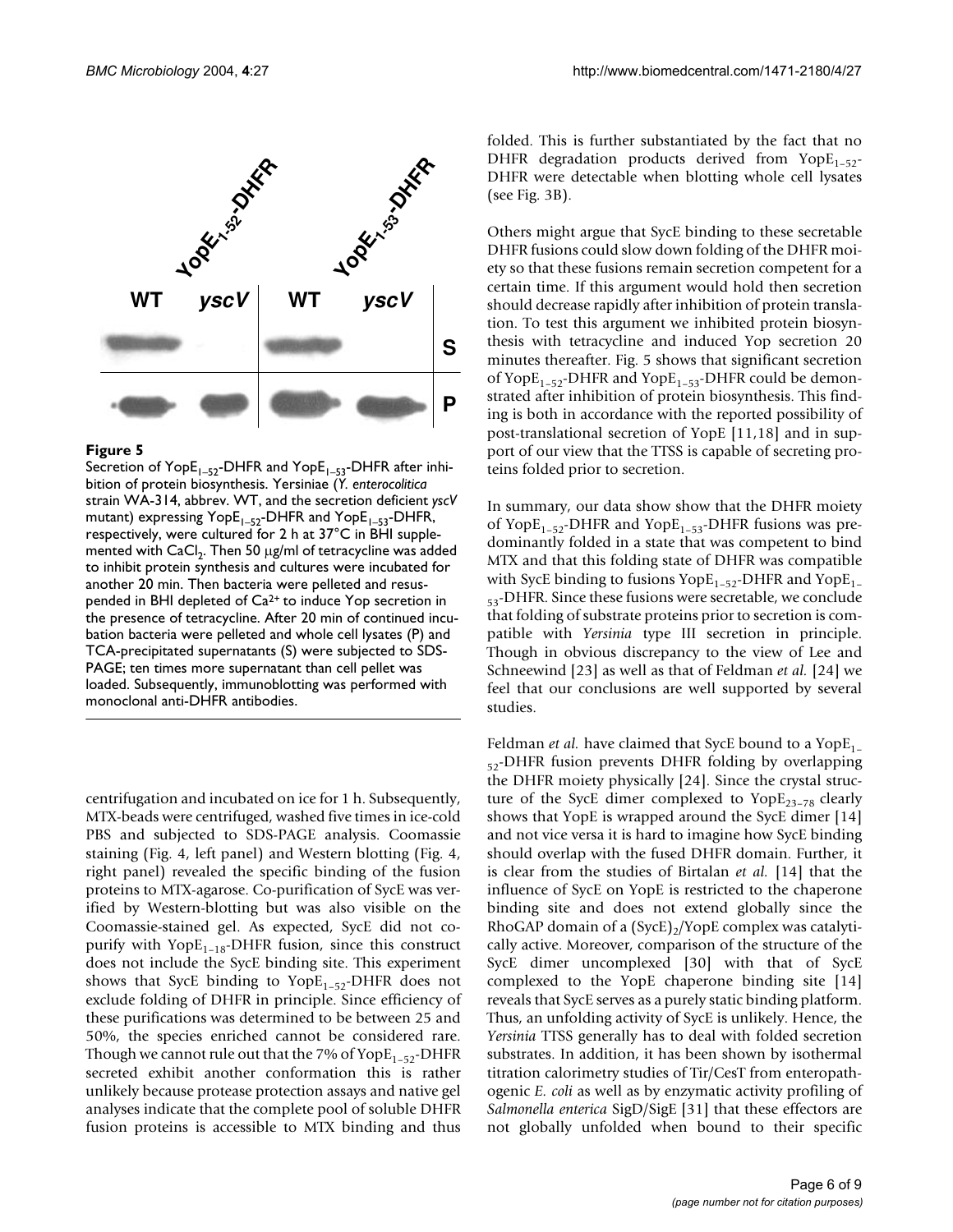**Figure 5**

Secretion of $YopE_{1-52}$-DHFR and $YopE_{1-53}$-DHFR after inhibition of protein biosynthesis. Yersiniae (*Y. enterocolitica* strain WA-314, abbrev. WT, and the secretion deficient *yscV* mutant) expressing $YopE_{1-52}$-DHFR and $YopE_{1-53}$-DHFR, respectively, were cultured for 2 h at 37°C in BHI supplemented with $CaCl_2$. Then 50 μg/ml of tetracycline was added to inhibit protein synthesis and cultures were incubated for another 20 min. Then bacteria were pelleted and resuspended in BHI depleted of $Ca^{2+}$ to induce Yop secretion in the presence of tetracycline. After 20 min of continued incubation bacteria were pelleted and whole cell lysates (P) and TCA-precipitated supernatants (S) were subjected to SDS-PAGE; ten times more supernatant than cell pellet was loaded. Subsequently, immunoblotting was performed with monoclonal anti-DHFR antibodies.

centrifugation and incubated on ice for 1 h. Subsequently, MTX-beads were centrifuged, washed five times in ice-cold PBS and subjected to SDS-PAGE analysis. Coomassie staining (Fig. 4, left panel) and Western blotting (Fig. 4, right panel) revealed the specific binding of the fusion proteins to MTX-agarose. Co-purification of SycE was verified by Western-blotting but was also visible on the Coomassie-stained gel. As expected, SycE did not copurify with $YopE_{1-18}$-DHFR fusion, since this construct does not include the SycE binding site. This experiment shows that SycE binding to $YopE_{1-52}$-DHFR does not exclude folding of DHFR in principle. Since efficiency of these purifications was determined to be between 25 and 50%, the species enriched cannot be considered rare. Though we cannot rule out that the 7% of $YopE_{1-52}$-DHFR secreted exhibit another conformation this is rather unlikely because protease protection assays and native gel analyses indicate that the complete pool of soluble DHFR fusion proteins is accessible to MTX binding and thus folded. This is further substantiated by the fact that no DHFR degradation products derived from $YopE_{1-52}$-DHFR were detectable when blotting whole cell lysates (see Fig. 3B).

Others might argue that SycE binding to these secretable DHFR fusions could slow down folding of the DHFR moiety so that these fusions remain secretion competent for a certain time. If this argument would hold then secretion should decrease rapidly after inhibition of protein translation. To test this argument we inhibited protein biosynthesis with tetracycline and induced Yop secretion 20 minutes thereafter. Fig. 5 shows that significant secretion of $YopE_{1-52}$-DHFR and $YopE_{1-53}$-DHFR could be demonstrated after inhibition of protein biosynthesis. This finding is both in accordance with the reported possibility of post-translational secretion of YopE [11,18] and in support of our view that the TTSS is capable of secreting proteins folded prior to secretion.

In summary, our data show show that the DHFR moiety of $YopE_{1-52}$-DHFR and $YopE_{1-53}$-DHFR fusions was predominantly folded in a state that was competent to bind MTX and that this folding state of DHFR was compatible with SycE binding to fusions $YopE_{1-52}$-DHFR and $YopE_{1-53}$-DHFR. Since these fusions were secretable, we conclude that folding of substrate proteins prior to secretion is compatible with *Yersinia* type III secretion in principle. Though in obvious discrepancy to the view of Lee and Schneewind [23] as well as that of Feldman *et al.* [24] we feel that our conclusions are well supported by several studies.

Feldman *et al.* have claimed that SycE bound to a $YopE_{1-52}$-DHFR fusion prevents DHFR folding by overlapping the DHFR moiety physically [24]. Since the crystal structure of the SycE dimer complexed to $YopE_{23-78}$ clearly shows that YopE is wrapped around the SycE dimer [14] and not vice versa it is hard to imagine how SycE binding should overlap with the fused DHFR domain. Further, it is clear from the studies of Birtalan *et al.* [14] that the influence of SycE on YopE is restricted to the chaperone binding site and does not extend globally since the RhoGAP domain of a $(SycE)_2$/YopE complex was catalytically active. Moreover, comparison of the structure of the SycE dimer uncomplexed [30] with that of SycE complexed to the YopE chaperone binding site [14] reveals that SycE serves as a purely static binding platform. Thus, an unfolding activity of SycE is unlikely. Hence, the *Yersinia* TTSS generally has to deal with folded secretion substrates. In addition, it has been shown by isothermal titration calorimetry studies of Tir/CesT from enteropathogenic *E. coli* as well as by enzymatic activity profiling of *Salmonella enterica* SigD/SigE [31] that these effectors are not globally unfolded when bound to their specific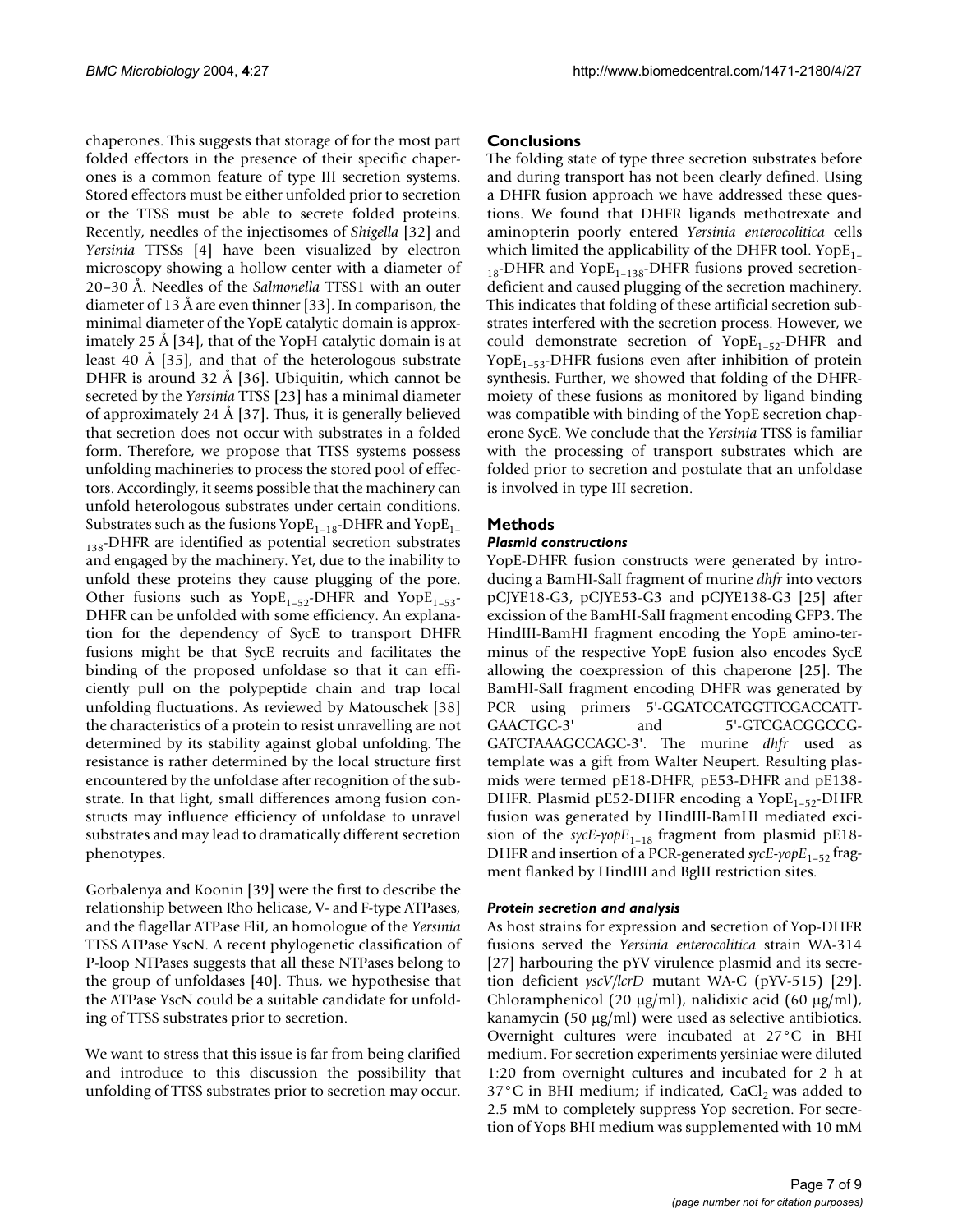chaperones. This suggests that storage of for the most part folded effectors in the presence of their specific chaperones is a common feature of type III secretion systems. Stored effectors must be either unfolded prior to secretion or the TTSS must be able to secrete folded proteins. Recently, needles of the injectisomes of *Shigella* [32] and *Yersinia* TTSSs [4] have been visualized by electron microscopy showing a hollow center with a diameter of 20–30 Å. Needles of the *Salmonella* TTSS1 with an outer diameter of 13 Å are even thinner [33]. In comparison, the minimal diameter of the YopE catalytic domain is approximately 25 Å [34], that of the YopH catalytic domain is at least 40 Å [35], and that of the heterologous substrate DHFR is around 32 Å [36]. Ubiquitin, which cannot be secreted by the *Yersinia* TTSS [23] has a minimal diameter of approximately 24 Å [37]. Thus, it is generally believed that secretion does not occur with substrates in a folded form. Therefore, we propose that TTSS systems possess unfolding machineries to process the stored pool of effectors. Accordingly, it seems possible that the machinery can unfold heterologous substrates under certain conditions. Substrates such as the fusions $YopE_{1-18}$-DHFR and $YopE_{1-138}$-DHFR are identified as potential secretion substrates and engaged by the machinery. Yet, due to the inability to unfold these proteins they cause plugging of the pore. Other fusions such as $YopE_{1-52}$-DHFR and $YopE_{1-53}$-DHFR can be unfolded with some efficiency. An explanation for the dependency of SycE to transport DHFR fusions might be that SycE recruits and facilitates the binding of the proposed unfoldase so that it can efficiently pull on the polypeptide chain and trap local unfolding fluctuations. As reviewed by Matouschek [38] the characteristics of a protein to resist unravelling are not determined by its stability against global unfolding. The resistance is rather determined by the local structure first encountered by the unfoldase after recognition of the substrate. In that light, small differences among fusion constructs may influence efficiency of unfoldase to unravel substrates and may lead to dramatically different secretion phenotypes.

Gorbalenya and Koonin [39] were the first to describe the relationship between Rho helicase, V- and F-type ATPases, and the flagellar ATPase FliI, an homologue of the *Yersinia* TTSS ATPase YscN. A recent phylogenetic classification of P-loop NTPases suggests that all these NTPases belong to the group of unfoldases [40]. Thus, we hypothesise that the ATPase YscN could be a suitable candidate for unfolding of TTSS substrates prior to secretion.

We want to stress that this issue is far from being clarified and introduce to this discussion the possibility that unfolding of TTSS substrates prior to secretion may occur.

## Conclusions

The folding state of type three secretion substrates before and during transport has not been clearly defined. Using a DHFR fusion approach we have addressed these questions. We found that DHFR ligands methotrexate and aminopterin poorly entered *Yersinia enterocolitica* cells which limited the applicability of the DHFR tool. $YopE_{1-18}$-DHFR and $YopE_{1-138}$-DHFR fusions proved secretion-deficient and caused plugging of the secretion machinery. This indicates that folding of these artificial secretion substrates interfered with the secretion process. However, we could demonstrate secretion of $YopE_{1-52}$-DHFR and $YopE_{1-53}$-DHFR fusions even after inhibition of protein synthesis. Further, we showed that folding of the DHFR-moiety of these fusions as monitored by ligand binding was compatible with binding of the YopE secretion chaperone SycE. We conclude that the *Yersinia* TTSS is familiar with the processing of transport substrates which are folded prior to secretion and postulate that an unfoldase is involved in type III secretion.

## Methods

### *Plasmid constructions*

YopE-DHFR fusion constructs were generated by introducing a BamHI-SalI fragment of murine *dhfr* into vectors pCJYE18-G3, pCJYE53-G3 and pCJYE138-G3 [25] after excission of the BamHI-SalI fragment encoding GFP3. The HindIII-BamHI fragment encoding the YopE amino-terminus of the respective YopE fusion also encodes SycE allowing the coexpression of this chaperone [25]. The BamHI-SalI fragment encoding DHFR was generated by PCR using primers 5'-GGATCCATGGTTCGACCATT-GAACTGC-3' and 5'-GTCGACGGCCG-GATCTAAAGCCAGC-3'. The murine *dhfr* used as template was a gift from Walter Neupert. Resulting plasmids were termed pE18-DHFR, pE53-DHFR and pE138-DHFR. Plasmid pE52-DHFR encoding a $YopE_{1-52}$-DHFR fusion was generated by HindIII-BamHI mediated excision of the *sycE-yopE*$_{1-18}$ fragment from plasmid pE18-DHFR and insertion of a PCR-generated *sycE-yopE*$_{1-52}$ fragment flanked by HindIII and BglII restriction sites.

### *Protein secretion and analysis*

As host strains for expression and secretion of Yop-DHFR fusions served the *Yersinia enterocolitica* strain WA-314 [27] harbouring the pYV virulence plasmid and its secretion deficient *yscV*/*lcrD* mutant WA-C (pYV-515) [29]. Chloramphenicol (20 μg/ml), nalidixic acid (60 μg/ml), kanamycin (50 μg/ml) were used as selective antibiotics. Overnight cultures were incubated at 27°C in BHI medium. For secretion experiments yersiniae were diluted 1:20 from overnight cultures and incubated for 2 h at 37°C in BHI medium; if indicated, $CaCl_2$ was added to 2.5 mM to completely suppress Yop secretion. For secretion of Yops BHI medium was supplemented with 10 mM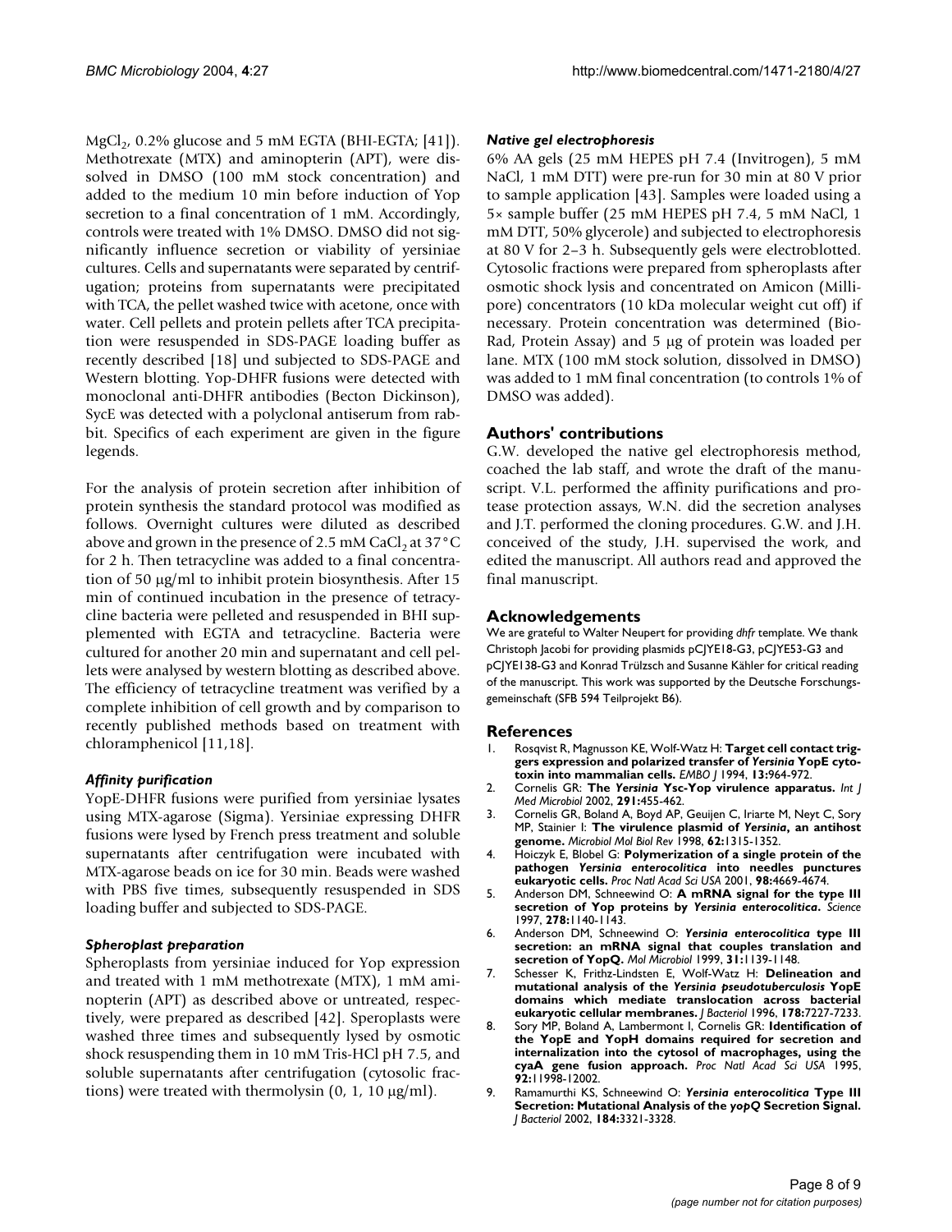$MgCl_2$, 0.2% glucose and 5 mM EGTA (BHI-EGTA; [41]). Methotrexate (MTX) and aminopterin (APT), were dissolved in DMSO (100 mM stock concentration) and added to the medium 10 min before induction of Yop secretion to a final concentration of 1 mM. Accordingly, controls were treated with 1% DMSO. DMSO did not significantly influence secretion or viability of yersiniae cultures. Cells and supernatants were separated by centrifugation; proteins from supernatants were precipitated with TCA, the pellet washed twice with acetone, once with water. Cell pellets and protein pellets after TCA precipitation were resuspended in SDS-PAGE loading buffer as recently described [18] und subjected to SDS-PAGE and Western blotting. Yop-DHFR fusions were detected with monoclonal anti-DHFR antibodies (Becton Dickinson), SycE was detected with a polyclonal antiserum from rabbit. Specifics of each experiment are given in the figure legends.

For the analysis of protein secretion after inhibition of protein synthesis the standard protocol was modified as follows. Overnight cultures were diluted as described above and grown in the presence of 2.5 mM $CaCl_2$ at 37°C for 2 h. Then tetracycline was added to a final concentration of 50 μg/ml to inhibit protein biosynthesis. After 15 min of continued incubation in the presence of tetracycline bacteria were pelleted and resuspended in BHI supplemented with EGTA and tetracycline. Bacteria were cultured for another 20 min and supernatant and cell pellets were analysed by western blotting as described above. The efficiency of tetracycline treatment was verified by a complete inhibition of cell growth and by comparison to recently published methods based on treatment with chloramphenicol [11,18].

### *Affinity purification*

YopE-DHFR fusions were purified from yersiniae lysates using MTX-agarose (Sigma). Yersiniae expressing DHFR fusions were lysed by French press treatment and soluble supernatants after centrifugation were incubated with MTX-agarose beads on ice for 30 min. Beads were washed with PBS five times, subsequently resuspended in SDS loading buffer and subjected to SDS-PAGE.

### *Spheroplast preparation*

Spheroplasts from yersiniae induced for Yop expression and treated with 1 mM methotrexate (MTX), 1 mM aminopterin (APT) as described above or untreated, respectively, were prepared as described [42]. Speroplasts were washed three times and subsequently lysed by osmotic shock resuspending them in 10 mM Tris-HCl pH 7.5, and soluble supernatants after centrifugation (cytosolic fractions) were treated with thermolysin (0, 1, 10 μg/ml).

### *Native gel electrophoresis*

6% AA gels (25 mM HEPES pH 7.4 (Invitrogen), 5 mM NaCl, 1 mM DTT) were pre-run for 30 min at 80 V prior to sample application [43]. Samples were loaded using a 5× sample buffer (25 mM HEPES pH 7.4, 5 mM NaCl, 1 mM DTT, 50% glycerole) and subjected to electrophoresis at 80 V for 2–3 h. Subsequently gels were electroblotted. Cytosolic fractions were prepared from spheroplasts after osmotic shock lysis and concentrated on Amicon (Millipore) concentrators (10 kDa molecular weight cut off) if necessary. Protein concentration was determined (Bio-Rad, Protein Assay) and 5 μg of protein was loaded per lane. MTX (100 mM stock solution, dissolved in DMSO) was added to 1 mM final concentration (to controls 1% of DMSO was added).

## Authors' contributions

G.W. developed the native gel electrophoresis method, coached the lab staff, and wrote the draft of the manuscript. V.L. performed the affinity purifications and protease protection assays, W.N. did the secretion analyses and J.T. performed the cloning procedures. G.W. and J.H. conceived of the study, J.H. supervised the work, and edited the manuscript. All authors read and approved the final manuscript.

## Acknowledgements

We are grateful to Walter Neupert for providing *dhfr* template. We thank Christoph Jacobi for providing plasmids pCJYE18-G3, pCJYE53-G3 and pCJYE138-G3 and Konrad Trülzsch and Susanne Kähler for critical reading of the manuscript. This work was supported by the Deutsche Forschungsgemeinschaft (SFB 594 Teilprojekt B6).

## References

1. Rosqvist R, Magnusson KE, Wolf-Watz H: **Target cell contact triggers expression and polarized transfer of *Yersinia* YopE cytotoxin into mammalian cells.** *EMBO J* 1994, **13:**964-972.
2. Cornelis GR: **The *Yersinia* Ysc-Yop virulence apparatus.** *Int J Med Microbiol* 2002, **291:**455-462.
3. Cornelis GR, Boland A, Boyd AP, Geuijen C, Iriarte M, Neyt C, Sory MP, Stainier I: **The virulence plasmid of *Yersinia*, an antihost genome.** *Microbiol Mol Biol Rev* 1998, **62:**1315-1352.
4. Hoiczyk E, Blobel G: **Polymerization of a single protein of the pathogen *Yersinia enterocolitica* into needles punctures eukaryotic cells.** *Proc Natl Acad Sci USA* 2001, **98:**4669-4674.
5. Anderson DM, Schneewind O: **A mRNA signal for the type III secretion of Yop proteins by *Yersinia enterocolitica*.** *Science* 1997, **278:**1140-1143.
6. Anderson DM, Schneewind O: ***Yersinia enterocolitica* type III secretion: an mRNA signal that couples translation and secretion of YopQ.** *Mol Microbiol* 1999, **31:**1139-1148.
7. Schesser K, Frithz-Lindsten E, Wolf-Watz H: **Delineation and mutational analysis of the *Yersinia pseudotuberculosis* YopE domains which mediate translocation across bacterial eukaryotic cellular membranes.** *J Bacteriol* 1996, **178:**7227-7233.
8. Sory MP, Boland A, Lambermont I, Cornelis GR: **Identification of the YopE and YopH domains required for secretion and internalization into the cytosol of macrophages, using the cyaA gene fusion approach.** *Proc Natl Acad Sci USA* 1995, **92:**11998-12002.
9. Ramamurthi KS, Schneewind O: ***Yersinia enterocolitica* Type III Secretion: Mutational Analysis of the *yopQ* Secretion Signal.** *J Bacteriol* 2002, **184:**3321-3328.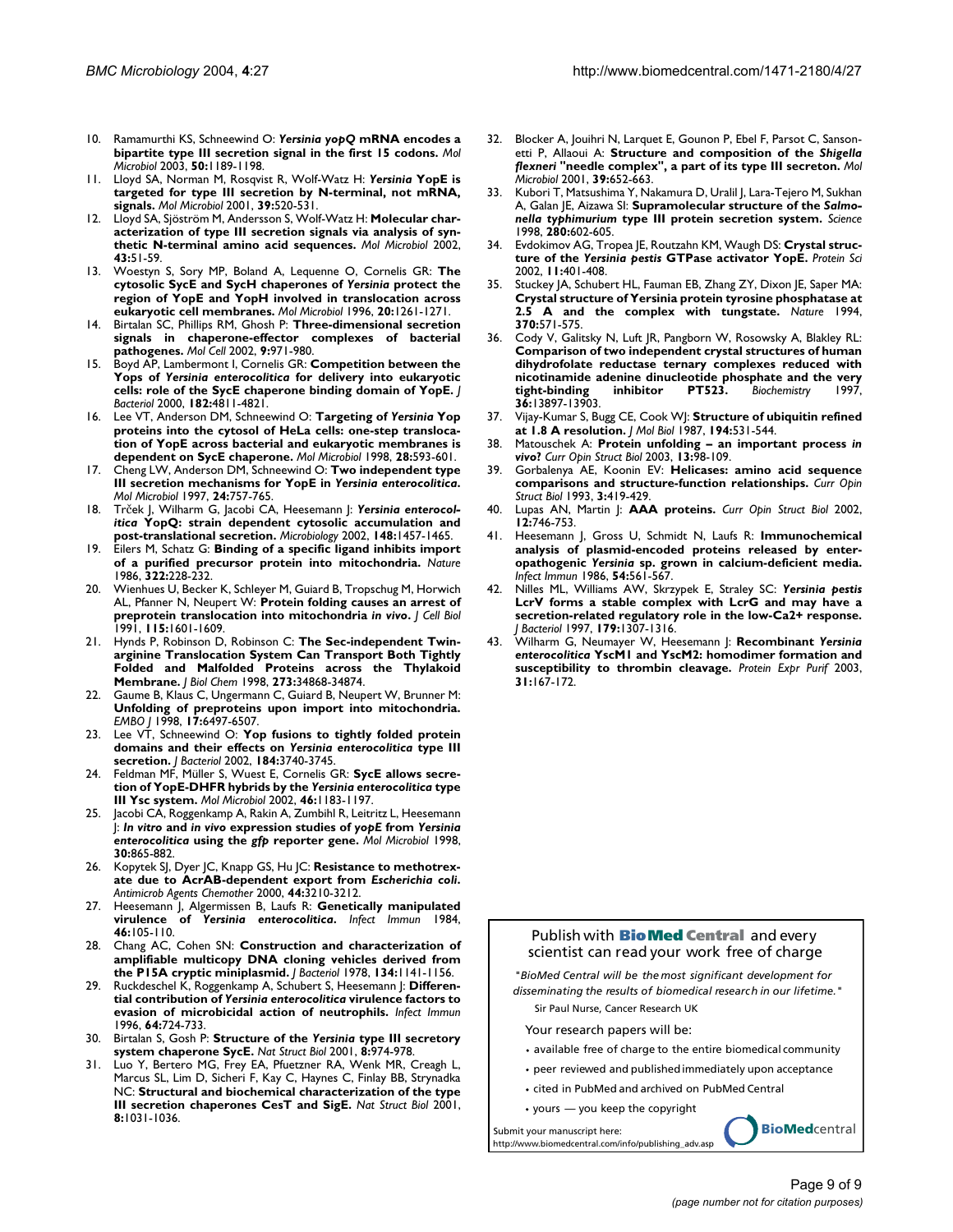10. Ramamurthi KS, Schneewind O: ***Yersinia yopQ* mRNA encodes a bipartite type III secretion signal in the first 15 codons.** *Mol Microbiol* 2003, **50:**1189-1198.
11. Lloyd SA, Norman M, Rosqvist R, Wolf-Watz H: ***Yersinia* YopE is targeted for type III secretion by N-terminal, not mRNA, signals.** *Mol Microbiol* 2001, **39:**520-531.
12. Lloyd SA, Sjöström M, Andersson S, Wolf-Watz H: **Molecular characterization of type III secretion signals via analysis of synthetic N-terminal amino acid sequences.** *Mol Microbiol* 2002, **43:**51-59.
13. Woestyn S, Sory MP, Boland A, Lequenne O, Cornelis GR: **The cytosolic SycE and SycH chaperones of *Yersinia* protect the region of YopE and YopH involved in translocation across eukaryotic cell membranes.** *Mol Microbiol* 1996, **20:**1261-1271.
14. Birtalan SC, Phillips RM, Ghosh P: **Three-dimensional secretion signals in chaperone-effector complexes of bacterial pathogenes.** *Mol Cell* 2002, **9:**971-980.
15. Boyd AP, Lambermont I, Cornelis GR: **Competition between the Yops of *Yersinia enterocolitica* for delivery into eukaryotic cells: role of the SycE chaperone binding domain of YopE.** *J Bacteriol* 2000, **182:**4811-4821.
16. Lee VT, Anderson DM, Schneewind O: **Targeting of *Yersinia* Yop proteins into the cytosol of HeLa cells: one-step translocation of YopE across bacterial and eukaryotic membranes is dependent on SycE chaperone.** *Mol Microbiol* 1998, **28:**593-601.
17. Cheng LW, Anderson DM, Schneewind O: **Two independent type III secretion mechanisms for YopE in *Yersinia enterocolitica*.** *Mol Microbiol* 1997, **24:**757-765.
18. Trček J, Wilharm G, Jacobi CA, Heesemann J: ***Yersinia enterocolitica* YopQ: strain dependent cytosolic accumulation and post-translational secretion.** *Microbiology* 2002, **148:**1457-1465.
19. Eilers M, Schatz G: **Binding of a specific ligand inhibits import of a purified precursor protein into mitochondria.** *Nature* 1986, **322:**228-232.
20. Wienhues U, Becker K, Schleyer M, Guiard B, Tropschug M, Horwich AL, Pfanner N, Neupert W: **Protein folding causes an arrest of preprotein translocation into mitochondria *in vivo*.** *J Cell Biol* 1991, **115:**1601-1609.
21. Hynds P, Robinson D, Robinson C: **The Sec-independent Twin-arginine Translocation System Can Transport Both Tightly Folded and Malfolded Proteins across the Thylakoid Membrane.** *J Biol Chem* 1998, **273:**34868-34874.
22. Gaume B, Klaus C, Ungermann C, Guiard B, Neupert W, Brunner M: **Unfolding of preproteins upon import into mitochondria.** *EMBO J* 1998, **17:**6497-6507.
23. Lee VT, Schneewind O: **Yop fusions to tightly folded protein domains and their effects on *Yersinia enterocolitica* type III secretion.** *J Bacteriol* 2002, **184:**3740-3745.
24. Feldman MF, Müller S, Wuest E, Cornelis GR: **SycE allows secretion of YopE-DHFR hybrids by the *Yersinia enterocolitica* type III Ysc system.** *Mol Microbiol* 2002, **46:**1183-1197.
25. Jacobi CA, Roggenkamp A, Rakin A, Zumbihl R, Leitritz L, Heesemann J: ***In vitro* and *in vivo* expression studies of *yopE* from *Yersinia enterocolitica* using the *gfp* reporter gene.** *Mol Microbiol* 1998, **30:**865-882.
26. Kopytek SJ, Dyer JC, Knapp GS, Hu JC: **Resistance to methotrexate due to AcrAB-dependent export from *Escherichia coli*.** *Antimicrob Agents Chemother* 2000, **44:**3210-3212.
27. Heesemann J, Algermissen B, Laufs R: **Genetically manipulated virulence of *Yersinia enterocolitica*.** *Infect Immun* 1984, **46:**105-110.
28. Chang AC, Cohen SN: **Construction and characterization of amplifiable multicopy DNA cloning vehicles derived from the P15A cryptic miniplasmid.** *J Bacteriol* 1978, **134:**1141-1156.
29. Ruckdeschel K, Roggenkamp A, Schubert S, Heesemann J: **Differential contribution of *Yersinia enterocolitica* virulence factors to evasion of microbicidal action of neutrophils.** *Infect Immun* 1996, **64:**724-733.
30. Birtalan S, Gosh P: **Structure of the *Yersinia* type III secretory system chaperone SycE.** *Nat Struct Biol* 2001, **8:**974-978.
31. Luo Y, Bertero MG, Frey EA, Pfuetzner RA, Wenk MR, Creagh L, Marcus SL, Lim D, Sicheri F, Kay C, Haynes C, Finlay BB, Strynadka NC: **Structural and biochemical characterization of the type III secretion chaperones CesT and SigE.** *Nat Struct Biol* 2001, **8:**1031-1036.
32. Blocker A, Jouihri N, Larquet E, Gounon P, Ebel F, Parsot C, Sansonetti P, Allaoui A: **Structure and composition of the *Shigella flexneri* "needle complex", a part of its type III secreton.** *Mol Microbiol* 2001, **39:**652-663.
33. Kubori T, Matsushima Y, Nakamura D, Uralil J, Lara-Tejero M, Sukhan A, Galan JE, Aizawa SI: **Supramolecular structure of the *Salmonella typhimurium* type III protein secretion system.** *Science* 1998, **280:**602-605.
34. Evdokimov AG, Tropea JE, Routzahn KM, Waugh DS: **Crystal structure of the *Yersinia pestis* GTPase activator YopE.** *Protein Sci* 2002, **11:**401-408.
35. Stuckey JA, Schubert HL, Fauman EB, Zhang ZY, Dixon JE, Saper MA: **Crystal structure of Yersinia protein tyrosine phosphatase at 2.5 A and the complex with tungstate.** *Nature* 1994, **370:**571-575.
36. Cody V, Galitsky N, Luft JR, Pangborn W, Rosowsky A, Blakley RL: **Comparison of two independent crystal structures of human dihydrofolate reductase ternary complexes reduced with nicotinamide adenine dinucleotide phosphate and the very tight-binding inhibitor PT523.** *Biochemistry* 1997, **36:**13897-13903.
37. Vijay-Kumar S, Bugg CE, Cook WJ: **Structure of ubiquitin refined at 1.8 A resolution.** *J Mol Biol* 1987, **194:**531-544.
38. Matouschek A: **Protein unfolding – an important process *in vivo*?** *Curr Opin Struct Biol* 2003, **13:**98-109.
39. Gorbalenya AE, Koonin EV: **Helicases: amino acid sequence comparisons and structure-function relationships.** *Curr Opin Struct Biol* 1993, **3:**419-429.
40. Lupas AN, Martin J: **AAA proteins.** *Curr Opin Struct Biol* 2002, **12:**746-753.
41. Heesemann J, Gross U, Schmidt N, Laufs R: **Immunochemical analysis of plasmid-encoded proteins released by enteropathogenic *Yersinia* sp. grown in calcium-deficient media.** *Infect Immun* 1986, **54:**561-567.
42. Nilles ML, Williams AW, Skrzypek E, Straley SC: ***Yersinia pestis* LcrV forms a stable complex with LcrG and may have a secretion-related regulatory role in the low-Ca2+ response.** *J Bacteriol* 1997, **179:**1307-1316.
43. Wilharm G, Neumayer W, Heesemann J: **Recombinant *Yersinia enterocolitica* YscM1 and YscM2: homodimer formation and susceptibility to thrombin cleavage.** *Protein Expr Purif* 2003, **31:**167-172.

Publish with **BioMed Central** and every scientist can read your work free of charge

*"BioMed Central will be the most significant development for disseminating the results of biomedical research in our lifetime."*

Sir Paul Nurse, Cancer Research UK

Your research papers will be:

- available free of charge to the entire biomedical community
- peer reviewed and published immediately upon acceptance
- cited in PubMed and archived on PubMed Central
- yours — you keep the copyright

Submit your manuscript here:
http://www.biomedcentral.com/info/publishing_adv.asp

BioMedcentral